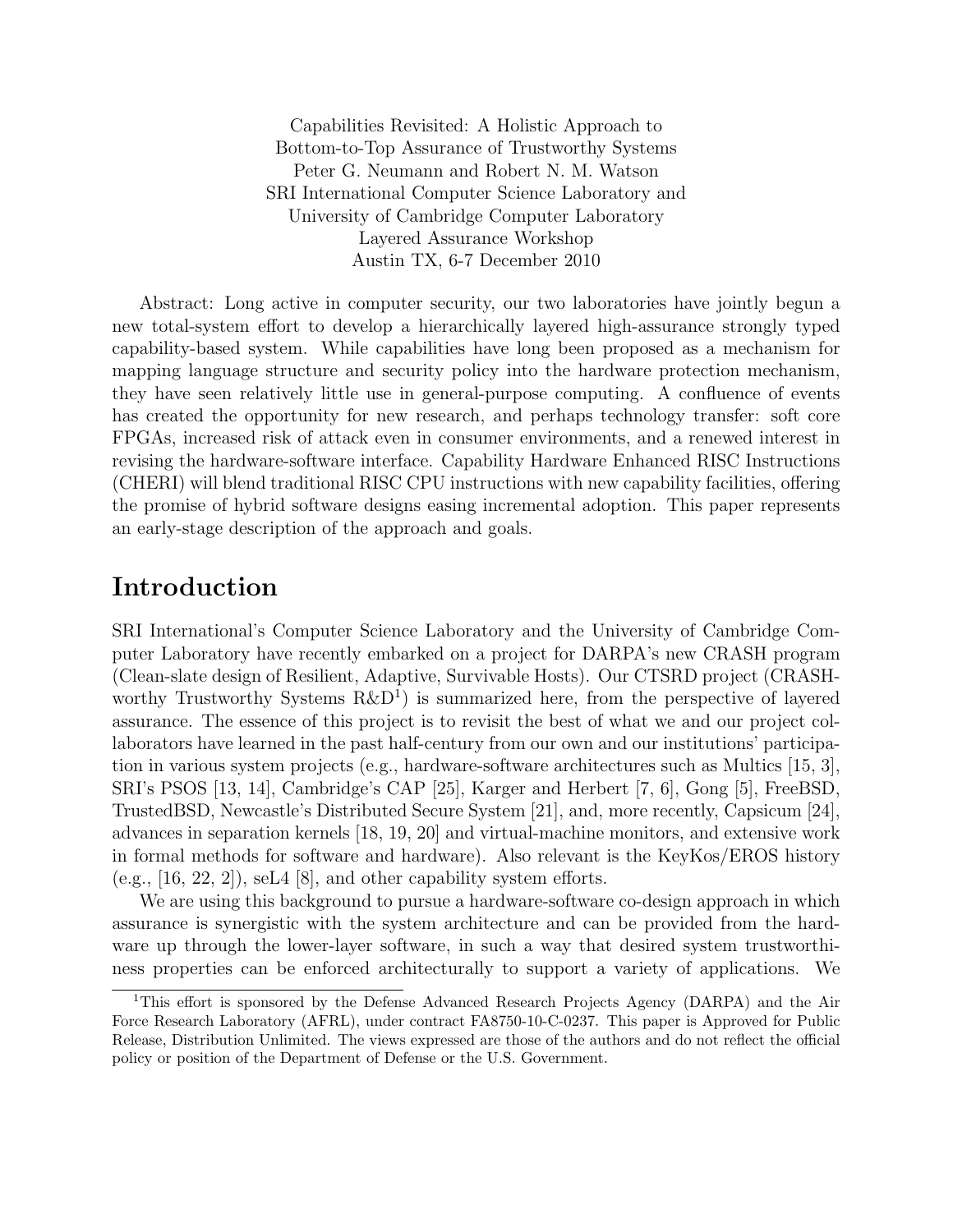Capabilities Revisited: A Holistic Approach to
Bottom-to-Top Assurance of Trustworthy Systems
Peter G. Neumann and Robert N. M. Watson
SRI International Computer Science Laboratory and
University of Cambridge Computer Laboratory
Layered Assurance Workshop
Austin TX, 6-7 December 2010

Abstract: Long active in computer security, our two laboratories have jointly begun a new total-system effort to develop a hierarchically layered high-assurance strongly typed capability-based system. While capabilities have long been proposed as a mechanism for mapping language structure and security policy into the hardware protection mechanism, they have seen relatively little use in general-purpose computing. A confluence of events has created the opportunity for new research, and perhaps technology transfer: soft core FPGAs, increased risk of attack even in consumer environments, and a renewed interest in revising the hardware-software interface. Capability Hardware Enhanced RISC Instructions (CHERI) will blend traditional RISC CPU instructions with new capability facilities, offering the promise of hybrid software designs easing incremental adoption. This paper represents an early-stage description of the approach and goals.

# Introduction

SRI International's Computer Science Laboratory and the University of Cambridge Computer Laboratory have recently embarked on a project for DARPA's new CRASH program (Clean-slate design of Resilient, Adaptive, Survivable Hosts). Our CTSRD project (CRASH-worthy Trustworthy Systems R&D[1]) is summarized here, from the perspective of layered assurance. The essence of this project is to revisit the best of what we and our project collaborators have learned in the past half-century from our own and our institutions' participation in various system projects (e.g., hardware-software architectures such as Multics [15, 3], SRI's PSOS [13, 14], Cambridge's CAP [25], Karger and Herbert [7, 6], Gong [5], FreeBSD, TrustedBSD, Newcastle's Distributed Secure System [21], and, more recently, Capsicum [24], advances in separation kernels [18, 19, 20] and virtual-machine monitors, and extensive work in formal methods for software and hardware). Also relevant is the KeyKos/EROS history (e.g., [16, 22, 2]), seL4 [8], and other capability system efforts.

We are using this background to pursue a hardware-software co-design approach in which assurance is synergistic with the system architecture and can be provided from the hardware up through the lower-layer software, in such a way that desired system trustworthiness properties can be enforced architecturally to support a variety of applications. We

[1]This effort is sponsored by the Defense Advanced Research Projects Agency (DARPA) and the Air Force Research Laboratory (AFRL), under contract FA8750-10-C-0237. This paper is Approved for Public Release, Distribution Unlimited. The views expressed are those of the authors and do not reflect the official policy or position of the Department of Defense or the U.S. Government.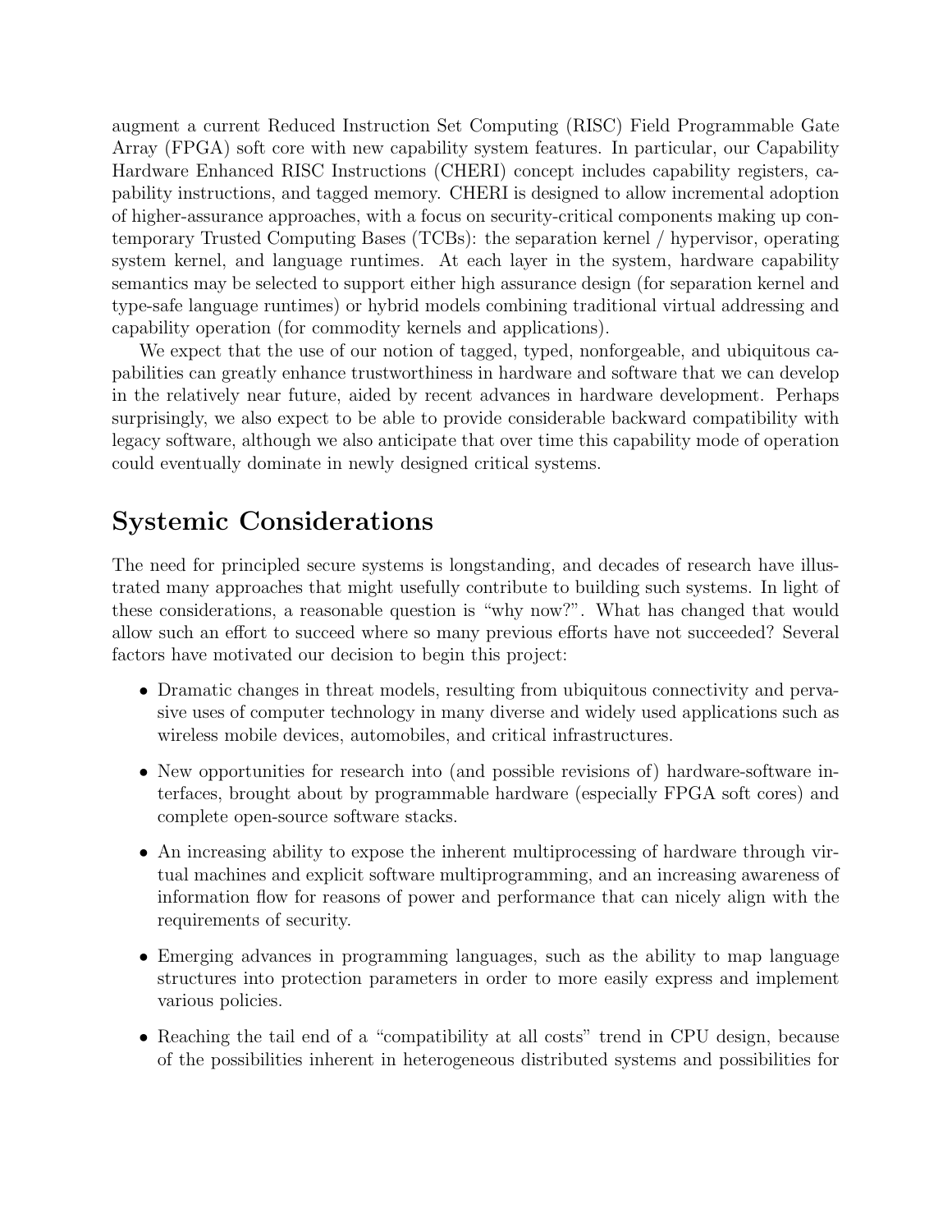augment a current Reduced Instruction Set Computing (RISC) Field Programmable Gate Array (FPGA) soft core with new capability system features. In particular, our Capability Hardware Enhanced RISC Instructions (CHERI) concept includes capability registers, capability instructions, and tagged memory. CHERI is designed to allow incremental adoption of higher-assurance approaches, with a focus on security-critical components making up contemporary Trusted Computing Bases (TCBs): the separation kernel / hypervisor, operating system kernel, and language runtimes. At each layer in the system, hardware capability semantics may be selected to support either high assurance design (for separation kernel and type-safe language runtimes) or hybrid models combining traditional virtual addressing and capability operation (for commodity kernels and applications).

We expect that the use of our notion of tagged, typed, nonforgeable, and ubiquitous capabilities can greatly enhance trustworthiness in hardware and software that we can develop in the relatively near future, aided by recent advances in hardware development. Perhaps surprisingly, we also expect to be able to provide considerable backward compatibility with legacy software, although we also anticipate that over time this capability mode of operation could eventually dominate in newly designed critical systems.

## Systemic Considerations

The need for principled secure systems is longstanding, and decades of research have illustrated many approaches that might usefully contribute to building such systems. In light of these considerations, a reasonable question is "why now?". What has changed that would allow such an effort to succeed where so many previous efforts have not succeeded? Several factors have motivated our decision to begin this project:

- Dramatic changes in threat models, resulting from ubiquitous connectivity and pervasive uses of computer technology in many diverse and widely used applications such as wireless mobile devices, automobiles, and critical infrastructures.
- New opportunities for research into (and possible revisions of) hardware-software interfaces, brought about by programmable hardware (especially FPGA soft cores) and complete open-source software stacks.
- An increasing ability to expose the inherent multiprocessing of hardware through virtual machines and explicit software multiprogramming, and an increasing awareness of information flow for reasons of power and performance that can nicely align with the requirements of security.
- Emerging advances in programming languages, such as the ability to map language structures into protection parameters in order to more easily express and implement various policies.
- Reaching the tail end of a "compatibility at all costs" trend in CPU design, because of the possibilities inherent in heterogeneous distributed systems and possibilities for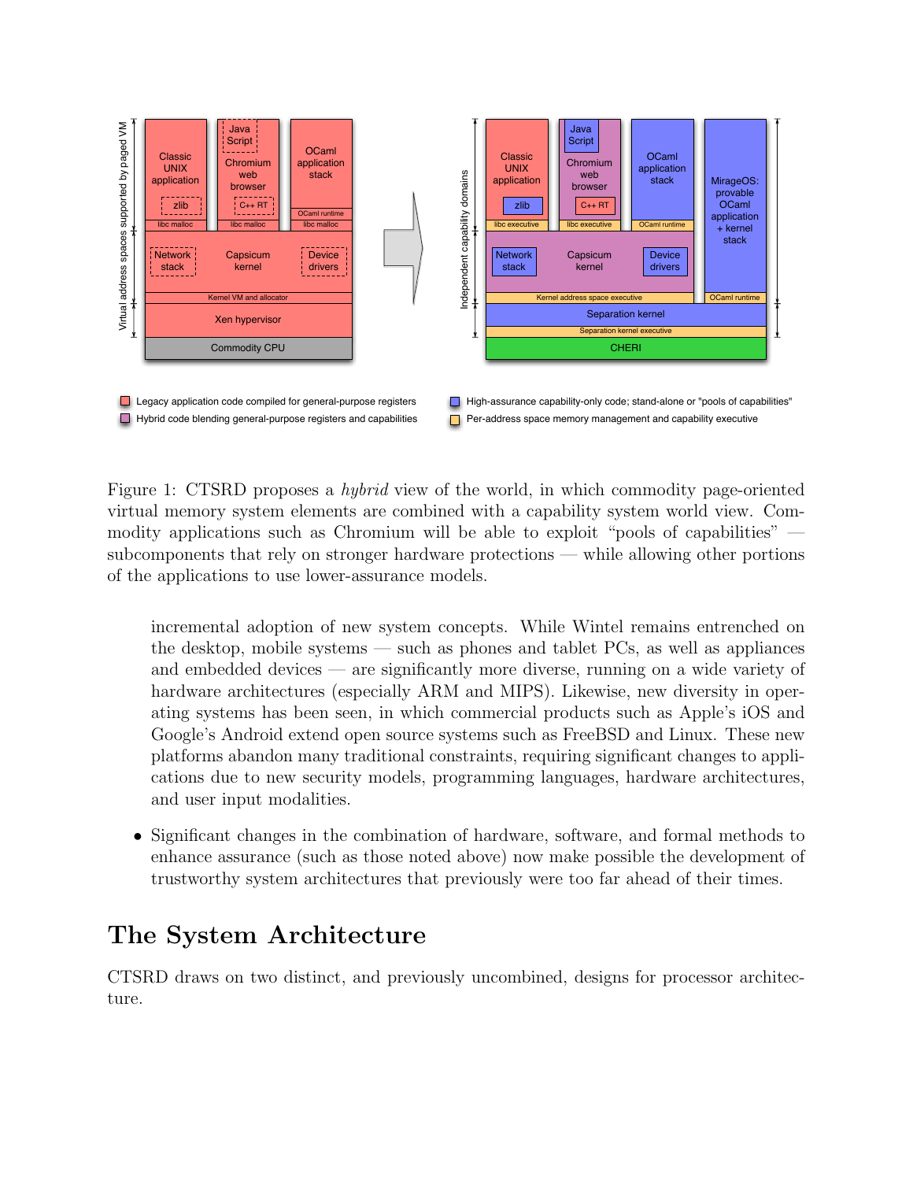Figure 1: CTSRD proposes a *hybrid* view of the world, in which commodity page-oriented virtual memory system elements are combined with a capability system world view. Commodity applications such as Chromium will be able to exploit "pools of capabilities" — subcomponents that rely on stronger hardware protections — while allowing other portions of the applications to use lower-assurance models.

incremental adoption of new system concepts. While Wintel remains entrenched on the desktop, mobile systems — such as phones and tablet PCs, as well as appliances and embedded devices — are significantly more diverse, running on a wide variety of hardware architectures (especially ARM and MIPS). Likewise, new diversity in operating systems has been seen, in which commercial products such as Apple's iOS and Google's Android extend open source systems such as FreeBSD and Linux. These new platforms abandon many traditional constraints, requiring significant changes to applications due to new security models, programming languages, hardware architectures, and user input modalities.

- Significant changes in the combination of hardware, software, and formal methods to enhance assurance (such as those noted above) now make possible the development of trustworthy system architectures that previously were too far ahead of their times.

## The System Architecture

CTSRD draws on two distinct, and previously uncombined, designs for processor architecture.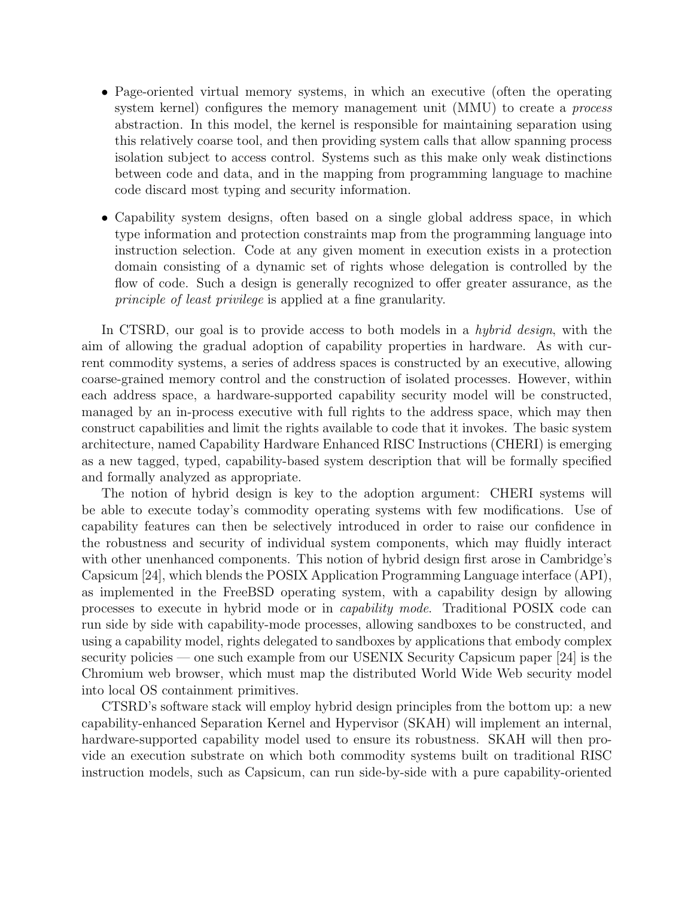- Page-oriented virtual memory systems, in which an executive (often the operating system kernel) configures the memory management unit (MMU) to create a *process* abstraction. In this model, the kernel is responsible for maintaining separation using this relatively coarse tool, and then providing system calls that allow spanning process isolation subject to access control. Systems such as this make only weak distinctions between code and data, and in the mapping from programming language to machine code discard most typing and security information.

- Capability system designs, often based on a single global address space, in which type information and protection constraints map from the programming language into instruction selection. Code at any given moment in execution exists in a protection domain consisting of a dynamic set of rights whose delegation is controlled by the flow of code. Such a design is generally recognized to offer greater assurance, as the *principle of least privilege* is applied at a fine granularity.

In CTSRD, our goal is to provide access to both models in a *hybrid design*, with the aim of allowing the gradual adoption of capability properties in hardware. As with current commodity systems, a series of address spaces is constructed by an executive, allowing coarse-grained memory control and the construction of isolated processes. However, within each address space, a hardware-supported capability security model will be constructed, managed by an in-process executive with full rights to the address space, which may then construct capabilities and limit the rights available to code that it invokes. The basic system architecture, named Capability Hardware Enhanced RISC Instructions (CHERI) is emerging as a new tagged, typed, capability-based system description that will be formally specified and formally analyzed as appropriate.

The notion of hybrid design is key to the adoption argument: CHERI systems will be able to execute today's commodity operating systems with few modifications. Use of capability features can then be selectively introduced in order to raise our confidence in the robustness and security of individual system components, which may fluidly interact with other unenhanced components. This notion of hybrid design first arose in Cambridge's Capsicum [24], which blends the POSIX Application Programming Language interface (API), as implemented in the FreeBSD operating system, with a capability design by allowing processes to execute in hybrid mode or in *capability mode*. Traditional POSIX code can run side by side with capability-mode processes, allowing sandboxes to be constructed, and using a capability model, rights delegated to sandboxes by applications that embody complex security policies — one such example from our USENIX Security Capsicum paper [24] is the Chromium web browser, which must map the distributed World Wide Web security model into local OS containment primitives.

CTSRD's software stack will employ hybrid design principles from the bottom up: a new capability-enhanced Separation Kernel and Hypervisor (SKAH) will implement an internal, hardware-supported capability model used to ensure its robustness. SKAH will then provide an execution substrate on which both commodity systems built on traditional RISC instruction models, such as Capsicum, can run side-by-side with a pure capability-oriented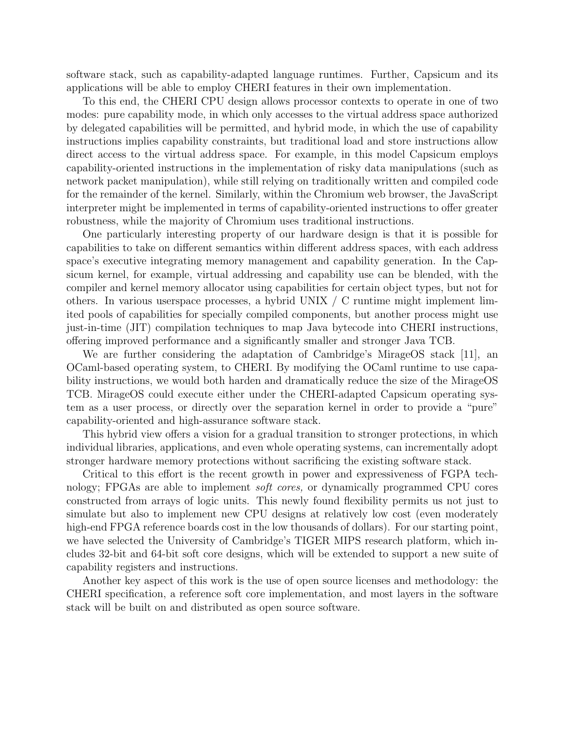software stack, such as capability-adapted language runtimes. Further, Capsicum and its applications will be able to employ CHERI features in their own implementation.

To this end, the CHERI CPU design allows processor contexts to operate in one of two modes: pure capability mode, in which only accesses to the virtual address space authorized by delegated capabilities will be permitted, and hybrid mode, in which the use of capability instructions implies capability constraints, but traditional load and store instructions allow direct access to the virtual address space. For example, in this model Capsicum employs capability-oriented instructions in the implementation of risky data manipulations (such as network packet manipulation), while still relying on traditionally written and compiled code for the remainder of the kernel. Similarly, within the Chromium web browser, the JavaScript interpreter might be implemented in terms of capability-oriented instructions to offer greater robustness, while the majority of Chromium uses traditional instructions.

One particularly interesting property of our hardware design is that it is possible for capabilities to take on different semantics within different address spaces, with each address space's executive integrating memory management and capability generation. In the Capsicum kernel, for example, virtual addressing and capability use can be blended, with the compiler and kernel memory allocator using capabilities for certain object types, but not for others. In various userspace processes, a hybrid UNIX / C runtime might implement limited pools of capabilities for specially compiled components, but another process might use just-in-time (JIT) compilation techniques to map Java bytecode into CHERI instructions, offering improved performance and a significantly smaller and stronger Java TCB.

We are further considering the adaptation of Cambridge's MirageOS stack [11], an OCaml-based operating system, to CHERI. By modifying the OCaml runtime to use capability instructions, we would both harden and dramatically reduce the size of the MirageOS TCB. MirageOS could execute either under the CHERI-adapted Capsicum operating system as a user process, or directly over the separation kernel in order to provide a "pure" capability-oriented and high-assurance software stack.

This hybrid view offers a vision for a gradual transition to stronger protections, in which individual libraries, applications, and even whole operating systems, can incrementally adopt stronger hardware memory protections without sacrificing the existing software stack.

Critical to this effort is the recent growth in power and expressiveness of FGPA technology; FPGAs are able to implement *soft cores,* or dynamically programmed CPU cores constructed from arrays of logic units. This newly found flexibility permits us not just to simulate but also to implement new CPU designs at relatively low cost (even moderately high-end FPGA reference boards cost in the low thousands of dollars). For our starting point, we have selected the University of Cambridge's TIGER MIPS research platform, which includes 32-bit and 64-bit soft core designs, which will be extended to support a new suite of capability registers and instructions.

Another key aspect of this work is the use of open source licenses and methodology: the CHERI specification, a reference soft core implementation, and most layers in the software stack will be built on and distributed as open source software.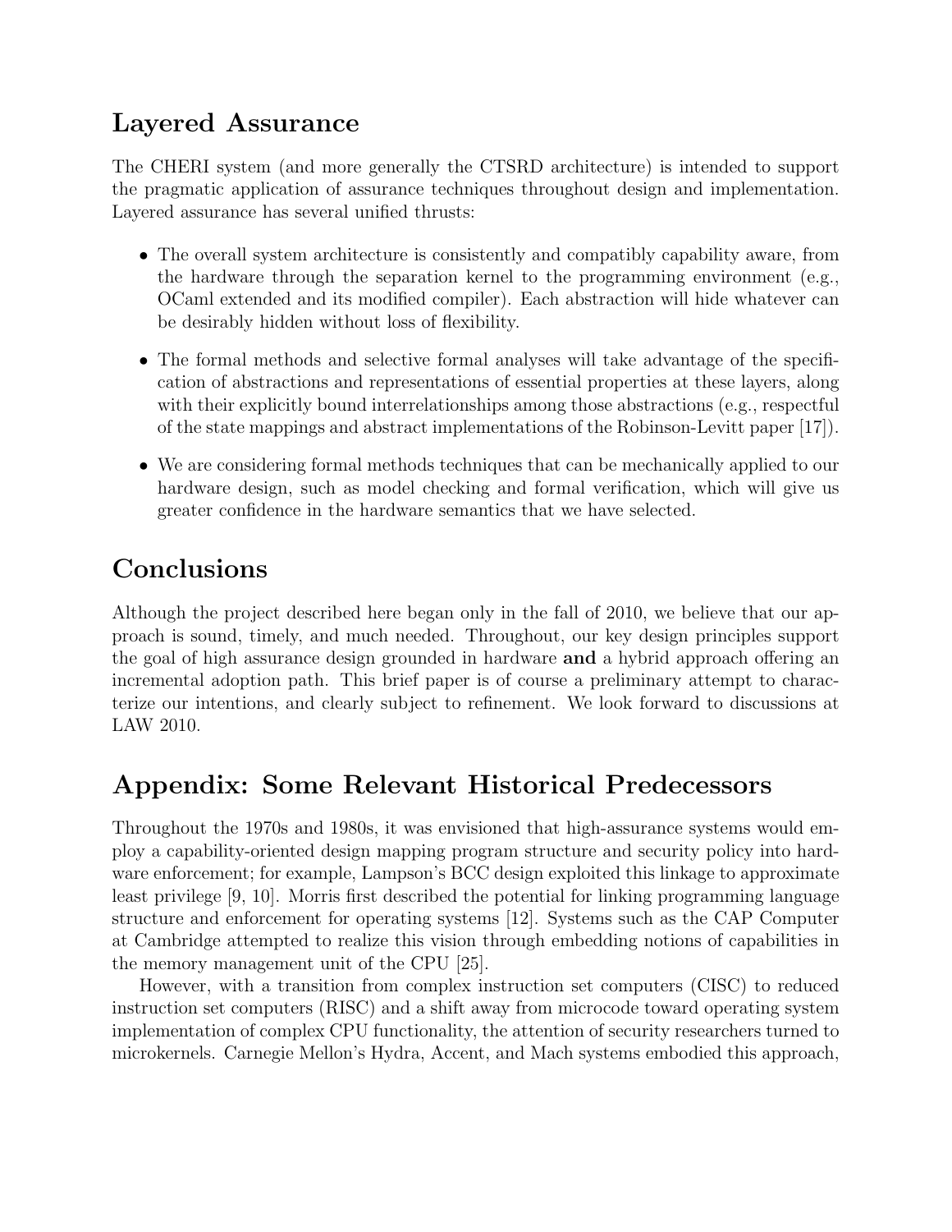## Layered Assurance

The CHERI system (and more generally the CTSRD architecture) is intended to support the pragmatic application of assurance techniques throughout design and implementation. Layered assurance has several unified thrusts:

- The overall system architecture is consistently and compatibly capability aware, from the hardware through the separation kernel to the programming environment (e.g., OCaml extended and its modified compiler). Each abstraction will hide whatever can be desirably hidden without loss of flexibility.
- The formal methods and selective formal analyses will take advantage of the specification of abstractions and representations of essential properties at these layers, along with their explicitly bound interrelationships among those abstractions (e.g., respectful of the state mappings and abstract implementations of the Robinson-Levitt paper [17]).
- We are considering formal methods techniques that can be mechanically applied to our hardware design, such as model checking and formal verification, which will give us greater confidence in the hardware semantics that we have selected.

## Conclusions

Although the project described here began only in the fall of 2010, we believe that our approach is sound, timely, and much needed. Throughout, our key design principles support the goal of high assurance design grounded in hardware **and** a hybrid approach offering an incremental adoption path. This brief paper is of course a preliminary attempt to characterize our intentions, and clearly subject to refinement. We look forward to discussions at LAW 2010.

## Appendix: Some Relevant Historical Predecessors

Throughout the 1970s and 1980s, it was envisioned that high-assurance systems would employ a capability-oriented design mapping program structure and security policy into hardware enforcement; for example, Lampson's BCC design exploited this linkage to approximate least privilege [9, 10]. Morris first described the potential for linking programming language structure and enforcement for operating systems [12]. Systems such as the CAP Computer at Cambridge attempted to realize this vision through embedding notions of capabilities in the memory management unit of the CPU [25].

However, with a transition from complex instruction set computers (CISC) to reduced instruction set computers (RISC) and a shift away from microcode toward operating system implementation of complex CPU functionality, the attention of security researchers turned to microkernels. Carnegie Mellon's Hydra, Accent, and Mach systems embodied this approach,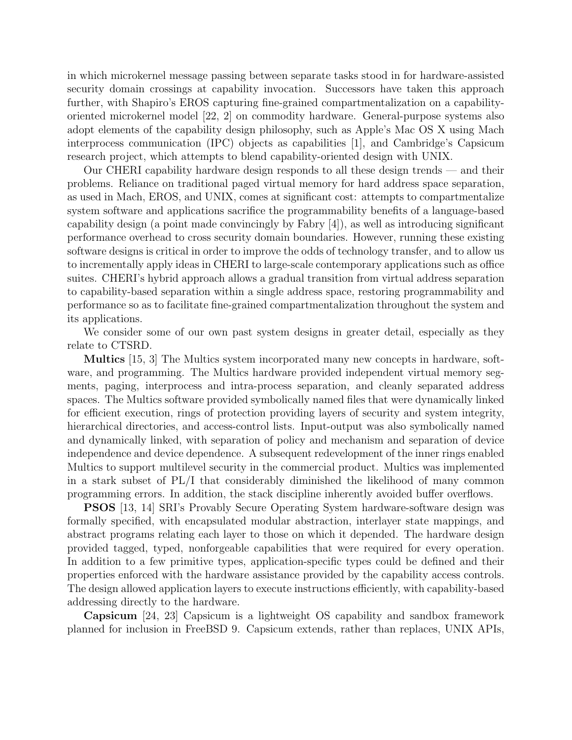in which microkernel message passing between separate tasks stood in for hardware-assisted security domain crossings at capability invocation. Successors have taken this approach further, with Shapiro's EROS capturing fine-grained compartmentalization on a capability-oriented microkernel model [22, 2] on commodity hardware. General-purpose systems also adopt elements of the capability design philosophy, such as Apple's Mac OS X using Mach interprocess communication (IPC) objects as capabilities [1], and Cambridge's Capsicum research project, which attempts to blend capability-oriented design with UNIX.

Our CHERI capability hardware design responds to all these design trends — and their problems. Reliance on traditional paged virtual memory for hard address space separation, as used in Mach, EROS, and UNIX, comes at significant cost: attempts to compartmentalize system software and applications sacrifice the programmability benefits of a language-based capability design (a point made convincingly by Fabry [4]), as well as introducing significant performance overhead to cross security domain boundaries. However, running these existing software designs is critical in order to improve the odds of technology transfer, and to allow us to incrementally apply ideas in CHERI to large-scale contemporary applications such as office suites. CHERI's hybrid approach allows a gradual transition from virtual address separation to capability-based separation within a single address space, restoring programmability and performance so as to facilitate fine-grained compartmentalization throughout the system and its applications.

We consider some of our own past system designs in greater detail, especially as they relate to CTSRD.

**Multics** [15, 3] The Multics system incorporated many new concepts in hardware, software, and programming. The Multics hardware provided independent virtual memory segments, paging, interprocess and intra-process separation, and cleanly separated address spaces. The Multics software provided symbolically named files that were dynamically linked for efficient execution, rings of protection providing layers of security and system integrity, hierarchical directories, and access-control lists. Input-output was also symbolically named and dynamically linked, with separation of policy and mechanism and separation of device independence and device dependence. A subsequent redevelopment of the inner rings enabled Multics to support multilevel security in the commercial product. Multics was implemented in a stark subset of PL/I that considerably diminished the likelihood of many common programming errors. In addition, the stack discipline inherently avoided buffer overflows.

**PSOS** [13, 14] SRI's Provably Secure Operating System hardware-software design was formally specified, with encapsulated modular abstraction, interlayer state mappings, and abstract programs relating each layer to those on which it depended. The hardware design provided tagged, typed, nonforgeable capabilities that were required for every operation. In addition to a few primitive types, application-specific types could be defined and their properties enforced with the hardware assistance provided by the capability access controls. The design allowed application layers to execute instructions efficiently, with capability-based addressing directly to the hardware.

**Capsicum** [24, 23] Capsicum is a lightweight OS capability and sandbox framework planned for inclusion in FreeBSD 9. Capsicum extends, rather than replaces, UNIX APIs,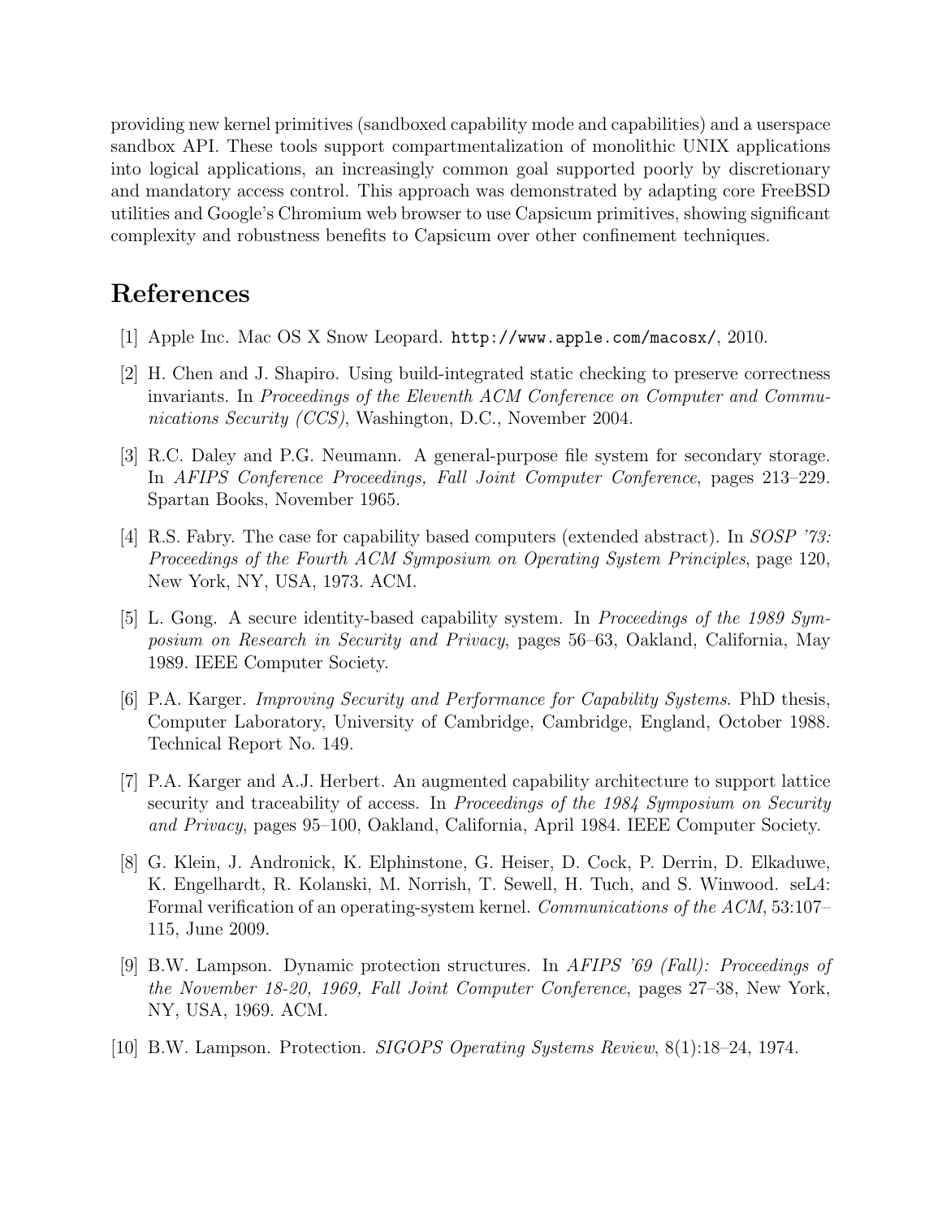providing new kernel primitives (sandboxed capability mode and capabilities) and a userspace sandbox API. These tools support compartmentalization of monolithic UNIX applications into logical applications, an increasingly common goal supported poorly by discretionary and mandatory access control. This approach was demonstrated by adapting core FreeBSD utilities and Google's Chromium web browser to use Capsicum primitives, showing significant complexity and robustness benefits to Capsicum over other confinement techniques.

## References

[1] Apple Inc. Mac OS X Snow Leopard. `http://www.apple.com/macosx/`, 2010.

[2] H. Chen and J. Shapiro. Using build-integrated static checking to preserve correctness invariants. In *Proceedings of the Eleventh ACM Conference on Computer and Communications Security (CCS)*, Washington, D.C., November 2004.

[3] R.C. Daley and P.G. Neumann. A general-purpose file system for secondary storage. In *AFIPS Conference Proceedings, Fall Joint Computer Conference*, pages 213–229. Spartan Books, November 1965.

[4] R.S. Fabry. The case for capability based computers (extended abstract). In *SOSP '73: Proceedings of the Fourth ACM Symposium on Operating System Principles*, page 120, New York, NY, USA, 1973. ACM.

[5] L. Gong. A secure identity-based capability system. In *Proceedings of the 1989 Symposium on Research in Security and Privacy*, pages 56–63, Oakland, California, May 1989. IEEE Computer Society.

[6] P.A. Karger. *Improving Security and Performance for Capability Systems*. PhD thesis, Computer Laboratory, University of Cambridge, Cambridge, England, October 1988. Technical Report No. 149.

[7] P.A. Karger and A.J. Herbert. An augmented capability architecture to support lattice security and traceability of access. In *Proceedings of the 1984 Symposium on Security and Privacy*, pages 95–100, Oakland, California, April 1984. IEEE Computer Society.

[8] G. Klein, J. Andronick, K. Elphinstone, G. Heiser, D. Cock, P. Derrin, D. Elkaduwe, K. Engelhardt, R. Kolanski, M. Norrish, T. Sewell, H. Tuch, and S. Winwood. seL4: Formal verification of an operating-system kernel. *Communications of the ACM*, 53:107–115, June 2009.

[9] B.W. Lampson. Dynamic protection structures. In *AFIPS '69 (Fall): Proceedings of the November 18-20, 1969, Fall Joint Computer Conference*, pages 27–38, New York, NY, USA, 1969. ACM.

[10] B.W. Lampson. Protection. *SIGOPS Operating Systems Review*, 8(1):18–24, 1974.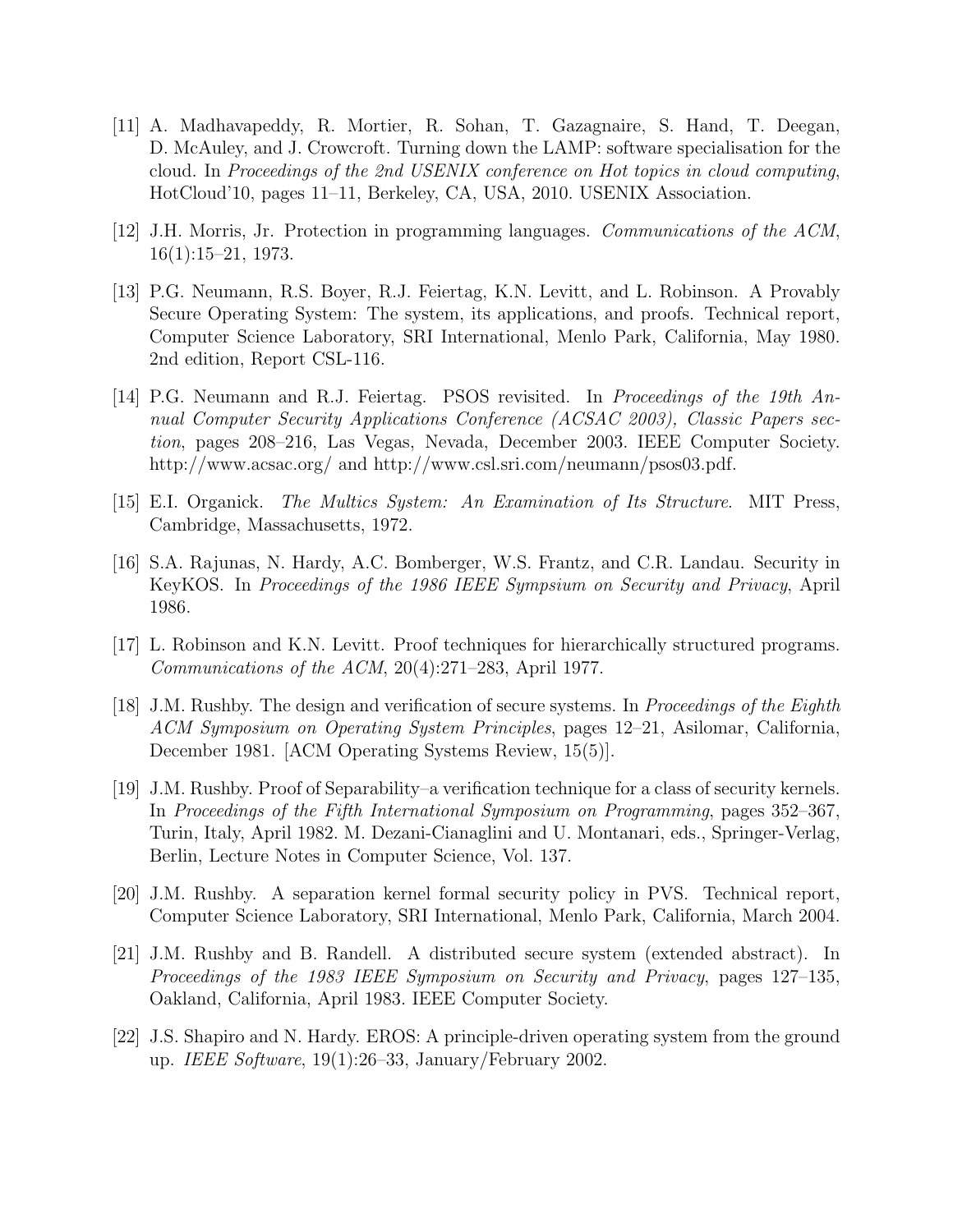[11] A. Madhavapeddy, R. Mortier, R. Sohan, T. Gazagnaire, S. Hand, T. Deegan, D. McAuley, and J. Crowcroft. Turning down the LAMP: software specialisation for the cloud. In *Proceedings of the 2nd USENIX conference on Hot topics in cloud computing*, HotCloud'10, pages 11–11, Berkeley, CA, USA, 2010. USENIX Association.

[12] J.H. Morris, Jr. Protection in programming languages. *Communications of the ACM*, 16(1):15–21, 1973.

[13] P.G. Neumann, R.S. Boyer, R.J. Feiertag, K.N. Levitt, and L. Robinson. A Provably Secure Operating System: The system, its applications, and proofs. Technical report, Computer Science Laboratory, SRI International, Menlo Park, California, May 1980. 2nd edition, Report CSL-116.

[14] P.G. Neumann and R.J. Feiertag. PSOS revisited. In *Proceedings of the 19th Annual Computer Security Applications Conference (ACSAC 2003), Classic Papers section*, pages 208–216, Las Vegas, Nevada, December 2003. IEEE Computer Society. http://www.acsac.org/ and http://www.csl.sri.com/neumann/psos03.pdf.

[15] E.I. Organick. *The Multics System: An Examination of Its Structure*. MIT Press, Cambridge, Massachusetts, 1972.

[16] S.A. Rajunas, N. Hardy, A.C. Bomberger, W.S. Frantz, and C.R. Landau. Security in KeyKOS. In *Proceedings of the 1986 IEEE Sympsium on Security and Privacy*, April 1986.

[17] L. Robinson and K.N. Levitt. Proof techniques for hierarchically structured programs. *Communications of the ACM*, 20(4):271–283, April 1977.

[18] J.M. Rushby. The design and verification of secure systems. In *Proceedings of the Eighth ACM Symposium on Operating System Principles*, pages 12–21, Asilomar, California, December 1981. [ACM Operating Systems Review, 15(5)].

[19] J.M. Rushby. Proof of Separability–a verification technique for a class of security kernels. In *Proceedings of the Fifth International Symposium on Programming*, pages 352–367, Turin, Italy, April 1982. M. Dezani-Cianaglini and U. Montanari, eds., Springer-Verlag, Berlin, Lecture Notes in Computer Science, Vol. 137.

[20] J.M. Rushby. A separation kernel formal security policy in PVS. Technical report, Computer Science Laboratory, SRI International, Menlo Park, California, March 2004.

[21] J.M. Rushby and B. Randell. A distributed secure system (extended abstract). In *Proceedings of the 1983 IEEE Symposium on Security and Privacy*, pages 127–135, Oakland, California, April 1983. IEEE Computer Society.

[22] J.S. Shapiro and N. Hardy. EROS: A principle-driven operating system from the ground up. *IEEE Software*, 19(1):26–33, January/February 2002.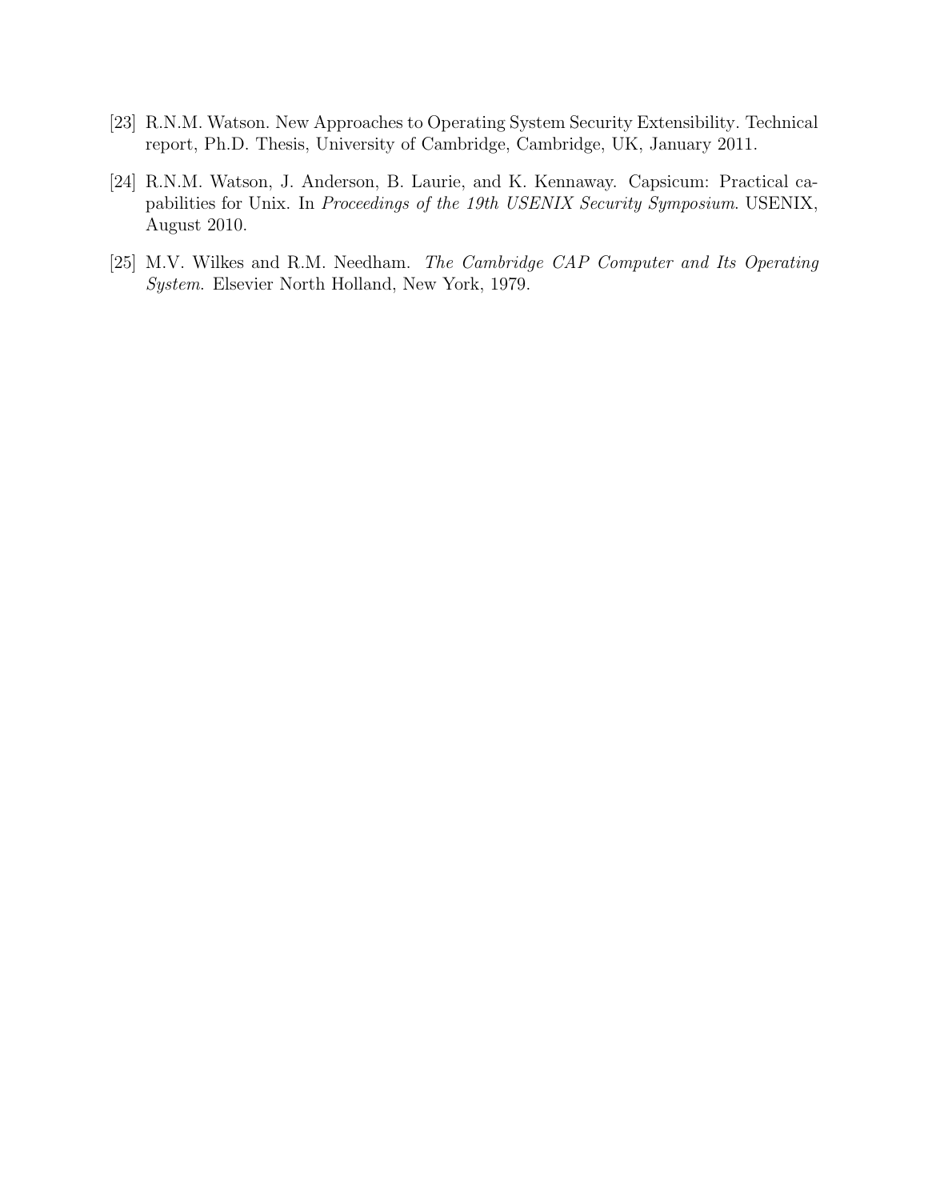[23] R.N.M. Watson. New Approaches to Operating System Security Extensibility. Technical report, Ph.D. Thesis, University of Cambridge, Cambridge, UK, January 2011.

[24] R.N.M. Watson, J. Anderson, B. Laurie, and K. Kennaway. Capsicum: Practical capabilities for Unix. In *Proceedings of the 19th USENIX Security Symposium*. USENIX, August 2010.

[25] M.V. Wilkes and R.M. Needham. *The Cambridge CAP Computer and Its Operating System*. Elsevier North Holland, New York, 1979.